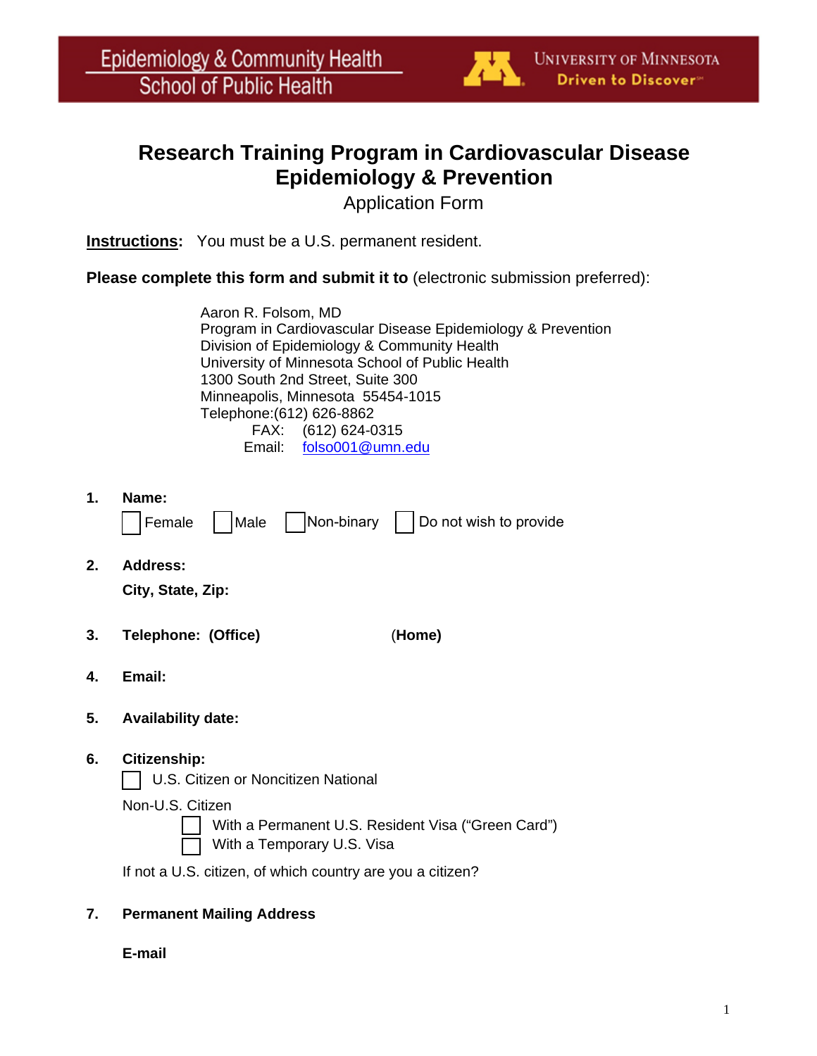Epidemiology & Community Health
School of Public Health

University of Minnesota
Driven to Discover℠

# Research Training Program in Cardiovascular Disease Epidemiology & Prevention

## Application Form

**Instructions:** You must be a U.S. permanent resident.

**Please complete this form and submit it to** (electronic submission preferred):

Aaron R. Folsom, MD
Program in Cardiovascular Disease Epidemiology & Prevention
Division of Epidemiology & Community Health
University of Minnesota School of Public Health
1300 South 2nd Street, Suite 300
Minneapolis, Minnesota 55454-1015
Telephone:(612) 626-8862
FAX: (612) 624-0315
Email: folso001@umn.edu

1. **Name:**

   ☐ Female ☐ Male ☐ Non-binary ☐ Do not wish to provide

2. **Address:**

   **City, State, Zip:**

3. **Telephone: (Office)** (**Home)**

4. **Email:**

5. **Availability date:**

6. **Citizenship:**

   ☐ U.S. Citizen or Noncitizen National

   Non-U.S. Citizen

   ☐ With a Permanent U.S. Resident Visa ("Green Card")
   ☐ With a Temporary U.S. Visa

   If not a U.S. citizen, of which country are you a citizen?

7. **Permanent Mailing Address**

   **E-mail**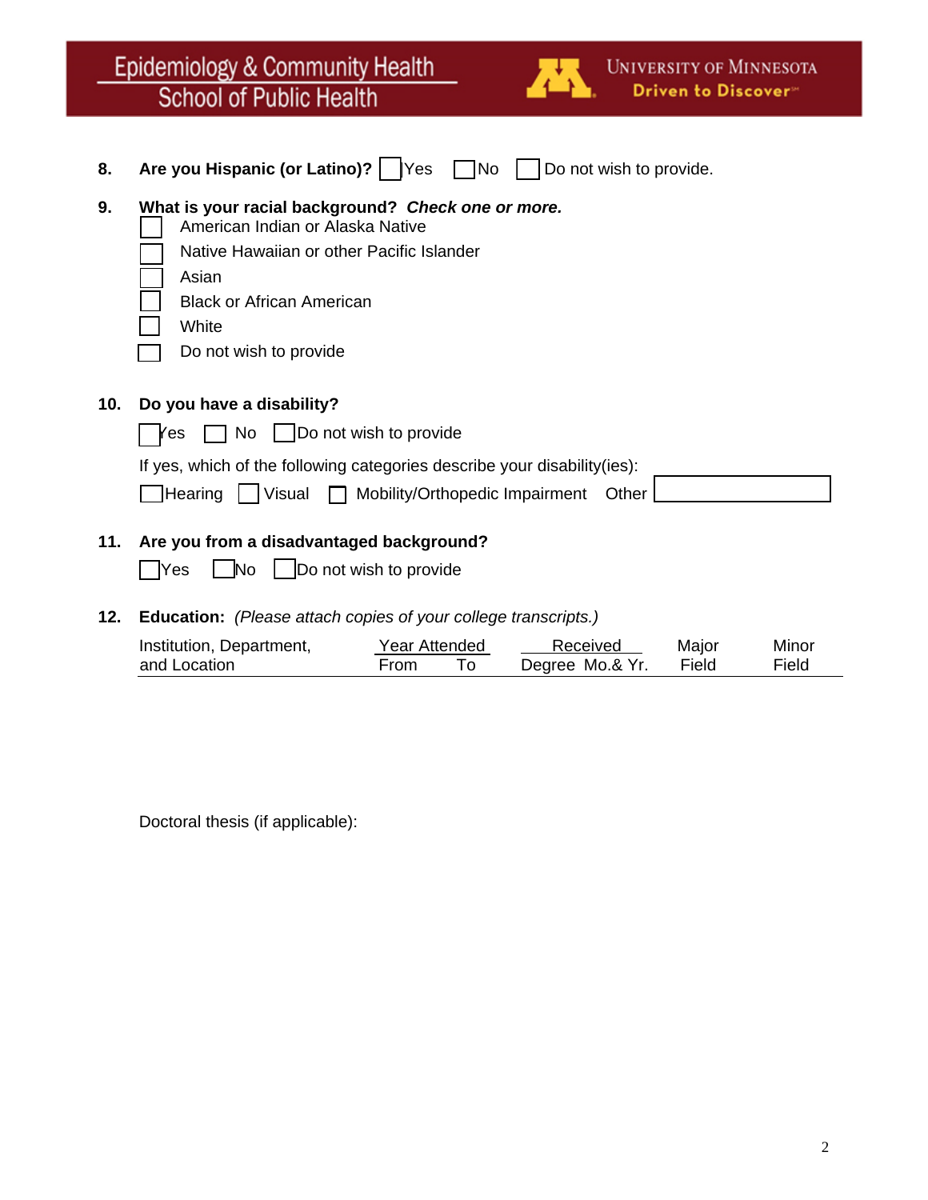**8. Are you Hispanic (or Latino)?** ☐ Yes ☐ No ☐ Do not wish to provide.

**9. What is your racial background?** ***Check one or more.***

- ☐ American Indian or Alaska Native
- ☐ Native Hawaiian or other Pacific Islander
- ☐ Asian
- ☐ Black or African American
- ☐ White
- ☐ Do not wish to provide

**10. Do you have a disability?**

☐ Yes ☐ No ☐ Do not wish to provide

If yes, which of the following categories describe your disability(ies):

☐ Hearing ☐ Visual ☐ Mobility/Orthopedic Impairment Other ______________

**11. Are you from a disadvantaged background?**

☐ Yes ☐ No ☐ Do not wish to provide

**12. Education:** *(Please attach copies of your college transcripts.)*

| Institution, Department, and Location | Year Attended From | Year Attended To | Received Degree | Received Mo.& Yr. | Major Field | Minor Field |
|---|---|---|---|---|---|---|
| | | | | | | |

Doctoral thesis (if applicable):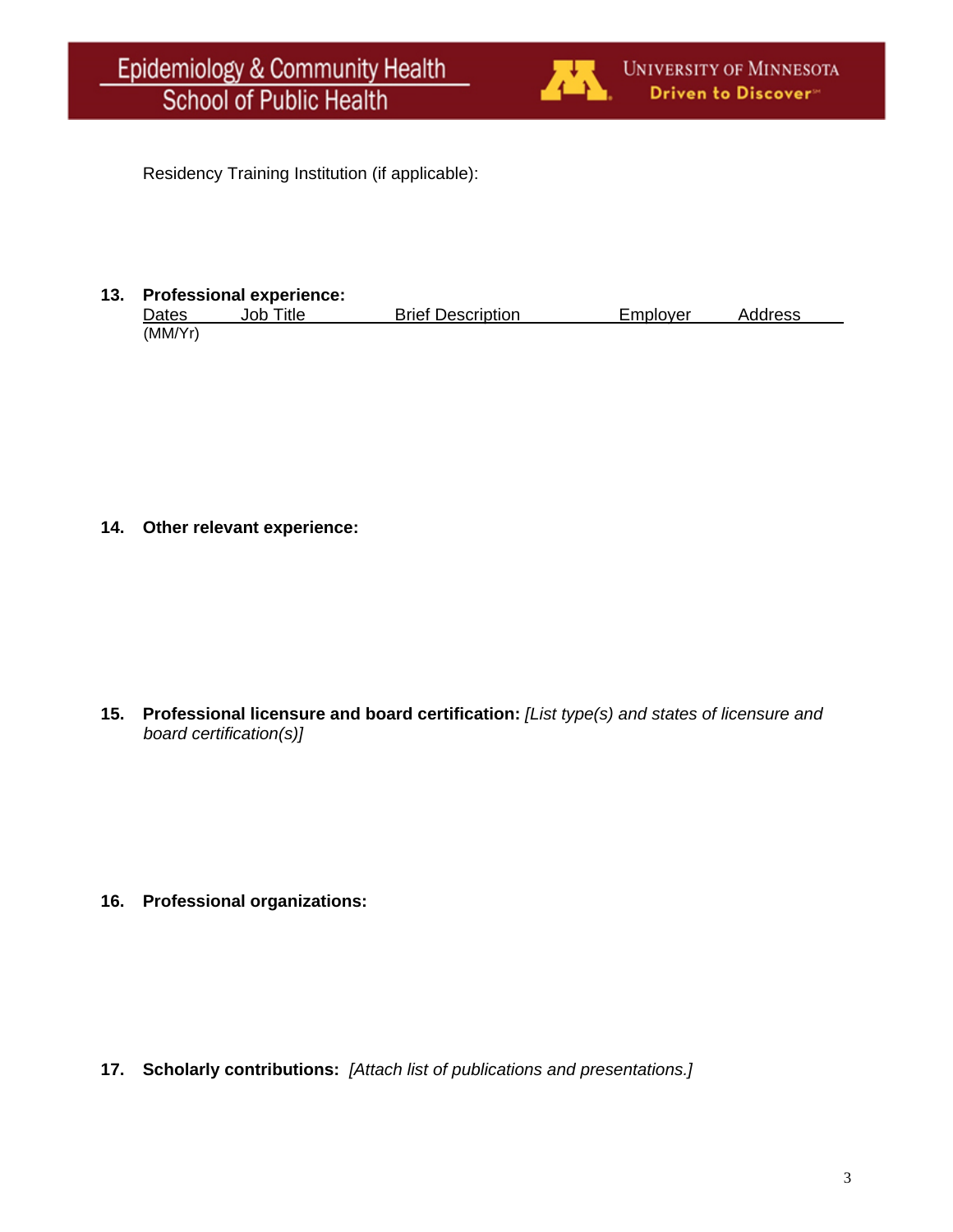Residency Training Institution (if applicable):

**13. Professional experience:**

| Dates (MM/Yr) | Job Title | Brief Description | Employer | Address |
| --- | --- | --- | --- | --- |

**14. Other relevant experience:**

**15. Professional licensure and board certification:** *[List type(s) and states of licensure and board certification(s)]*

**16. Professional organizations:**

**17. Scholarly contributions:** *[Attach list of publications and presentations.]*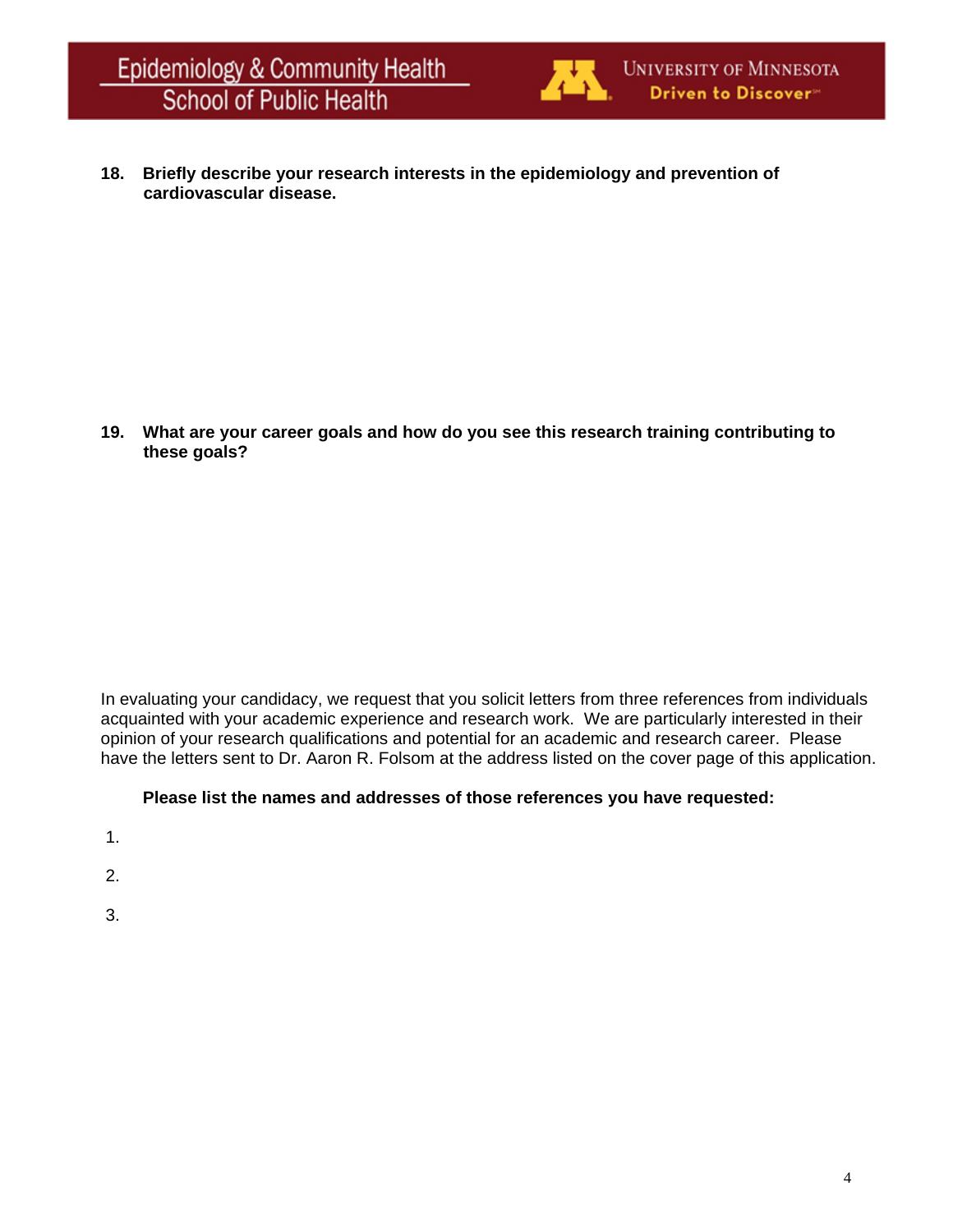**18. Briefly describe your research interests in the epidemiology and prevention of cardiovascular disease.**

**19. What are your career goals and how do you see this research training contributing to these goals?**

In evaluating your candidacy, we request that you solicit letters from three references from individuals acquainted with your academic experience and research work. We are particularly interested in their opinion of your research qualifications and potential for an academic and research career. Please have the letters sent to Dr. Aaron R. Folsom at the address listed on the cover page of this application.

**Please list the names and addresses of those references you have requested:**

1.

2.

3.